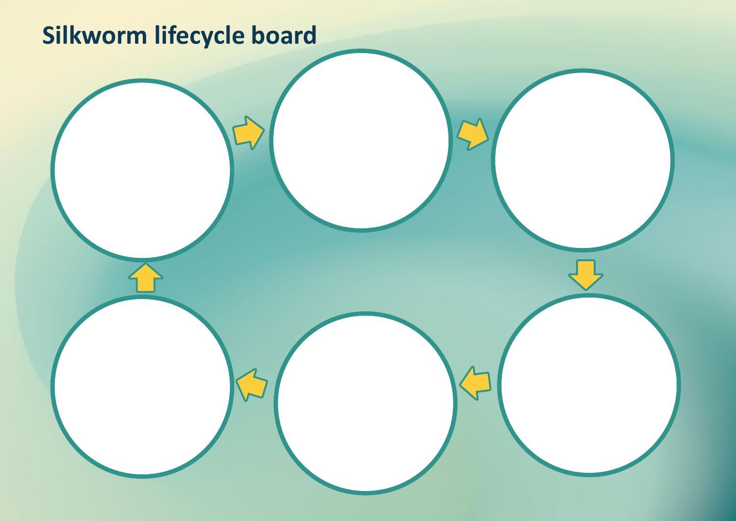# Silkworm lifecycle board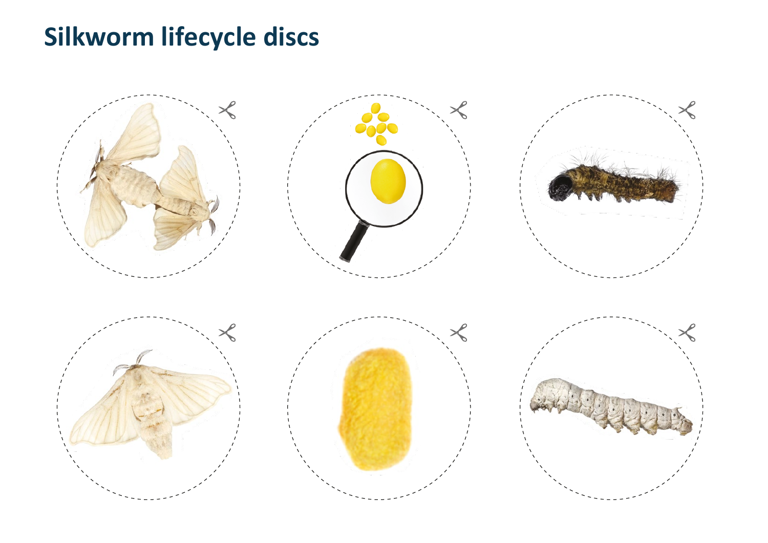# Silkworm lifecycle discs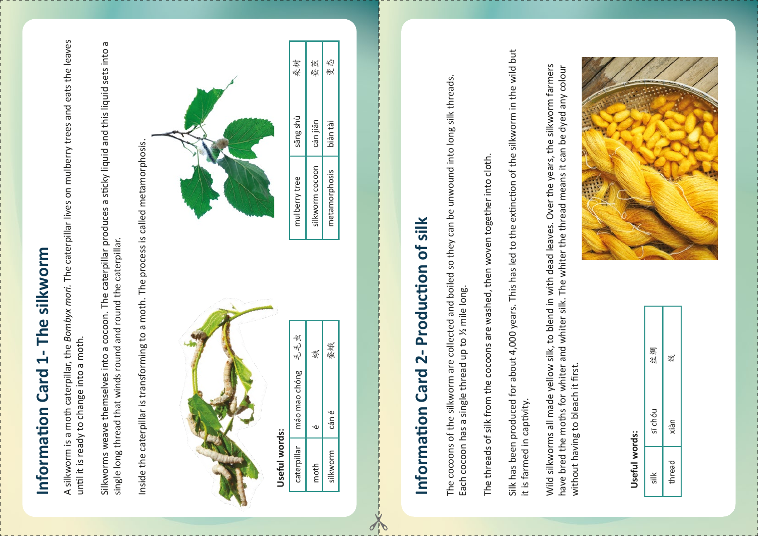# Information Card 1- The silkworm

A silkworm is a moth caterpillar, the *Bombyx mori*. The caterpillar lives on mulberry trees and eats the leaves until it is ready to change into a moth.

Silkworms weave themselves into a cocoon. The caterpillar produces a sticky liquid and this liquid sets into a single long thread that winds round and round the caterpillar.

Inside the caterpillar is transforming to a moth. The process is called metamorphosis.

**Useful words:**

| caterpillar | máo mao chóng | 毛毛虫 |
|---|---|---|
| moth | é | 蛾 |
| silkworm | cán é | 蚕蛾 |

| mulberry tree | sāng shù | 桑树 |
|---|---|---|
| silkworm cocoon | cán jiǎn | 蚕茧 |
| metamorphosis | biàn tài | 变态 |

# Information Card 2- Production of silk

The cocoons of the silkworm are collected and boiled so they can be unwound into long silk threads. Each cocoon has a single thread up to ½ mile long.

The threads of silk from the cocoons are washed, then woven together into cloth.

Silk has been produced for about 4,000 years. This has led to the extinction of the silkworm in the wild but it is farmed in captivity.

Wild silkworms all made yellow silk, to blend in with dead leaves. Over the years, the silkworm farmers have bred the moths for whiter and whiter silk. The whiter the thread means it can be dyed any colour without having to bleach it first.

**Useful words:**

| silk | sī chóu | 丝绸 |
|---|---|---|
| thread | xiàn | 线 |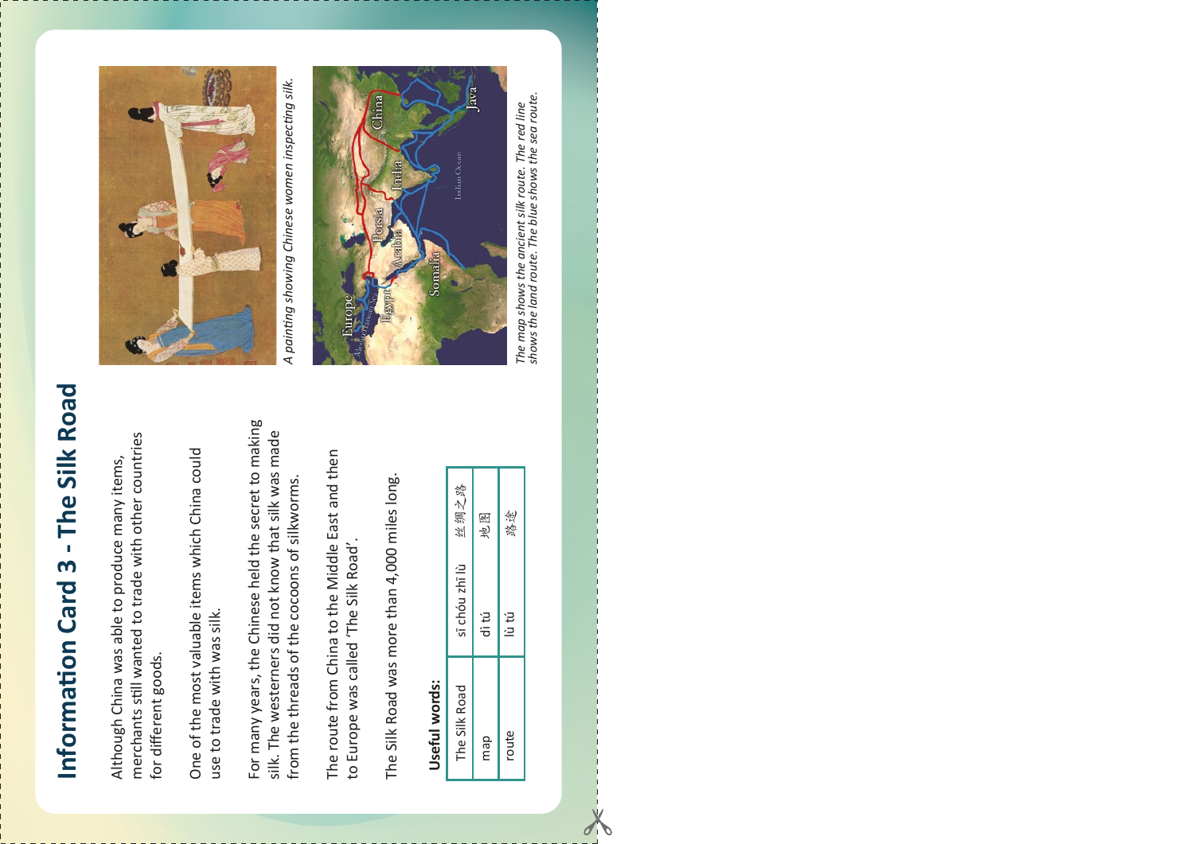# Information Card 3 - The Silk Road

Although China was able to produce many items, merchants still wanted to trade with other countries for different goods.

One of the most valuable items which China could use to trade with was silk.

For many years, the Chinese held the secret to making silk. The westerners did not know that silk was made from the threads of the cocoons of silkworms.

The route from China to the Middle East and then to Europe was called 'The Silk Road'.

The Silk Road was more than 4,000 miles long.

**Useful words:**

| | | |
|---|---|---|
| The Silk Road | sī chóu zhī lù | 丝绸之路 |
| map | dì tú | 地图 |
| route | lù tú | 路途 |

*A painting showing Chinese women inspecting silk.*

Europe
Mediterranean Sea
Egypt
Arabia
Persia
Somalia
India
Indian Ocean
China
Java

*The map shows the ancient silk route. The red line shows the land route. The blue shows the sea route.*